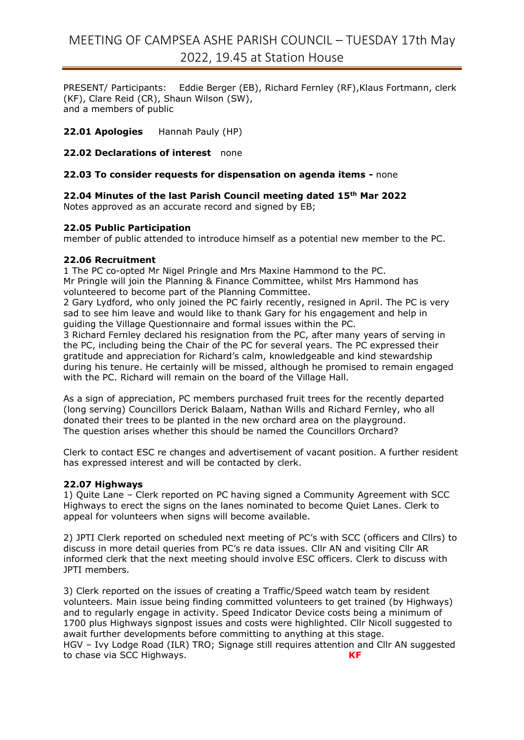# MEETING OF CAMPSEA ASHE PARISH COUNCIL – TUESDAY 17th May 2022, 19.45 at Station House

PRESENT/ Participants: Eddie Berger (EB), Richard Fernley (RF),Klaus Fortmann, clerk (KF), Clare Reid (CR), Shaun Wilson (SW),
and a members of public

**22.01 Apologies** Hannah Pauly (HP)

**22.02 Declarations of interest** none

**22.03 To consider requests for dispensation on agenda items -** none

**22.04 Minutes of the last Parish Council meeting dated 15th Mar 2022**
Notes approved as an accurate record and signed by EB;

**22.05 Public Participation**
member of public attended to introduce himself as a potential new member to the PC.

**22.06 Recruitment**
1 The PC co-opted Mr Nigel Pringle and Mrs Maxine Hammond to the PC.
Mr Pringle will join the Planning & Finance Committee, whilst Mrs Hammond has volunteered to become part of the Planning Committee.
2 Gary Lydford, who only joined the PC fairly recently, resigned in April. The PC is very sad to see him leave and would like to thank Gary for his engagement and help in guiding the Village Questionnaire and formal issues within the PC.
3 Richard Fernley declared his resignation from the PC, after many years of serving in the PC, including being the Chair of the PC for several years. The PC expressed their gratitude and appreciation for Richard's calm, knowledgeable and kind stewardship during his tenure. He certainly will be missed, although he promised to remain engaged with the PC. Richard will remain on the board of the Village Hall.

As a sign of appreciation, PC members purchased fruit trees for the recently departed (long serving) Councillors Derick Balaam, Nathan Wills and Richard Fernley, who all donated their trees to be planted in the new orchard area on the playground.
The question arises whether this should be named the Councillors Orchard?

Clerk to contact ESC re changes and advertisement of vacant position. A further resident has expressed interest and will be contacted by clerk.

**22.07 Highways**
1) Quite Lane – Clerk reported on PC having signed a Community Agreement with SCC Highways to erect the signs on the lanes nominated to become Quiet Lanes. Clerk to appeal for volunteers when signs will become available.

2) JPTI Clerk reported on scheduled next meeting of PC's with SCC (officers and Cllrs) to discuss in more detail queries from PC's re data issues. Cllr AN and visiting Cllr AR informed clerk that the next meeting should involve ESC officers. Clerk to discuss with JPTI members.

3) Clerk reported on the issues of creating a Traffic/Speed watch team by resident volunteers. Main issue being finding committed volunteers to get trained (by Highways) and to regularly engage in activity. Speed Indicator Device costs being a minimum of 1700 plus Highways signpost issues and costs were highlighted. Cllr Nicoll suggested to await further developments before committing to anything at this stage.
HGV – Ivy Lodge Road (ILR) TRO; Signage still requires attention and Cllr AN suggested to chase via SCC Highways. **KF**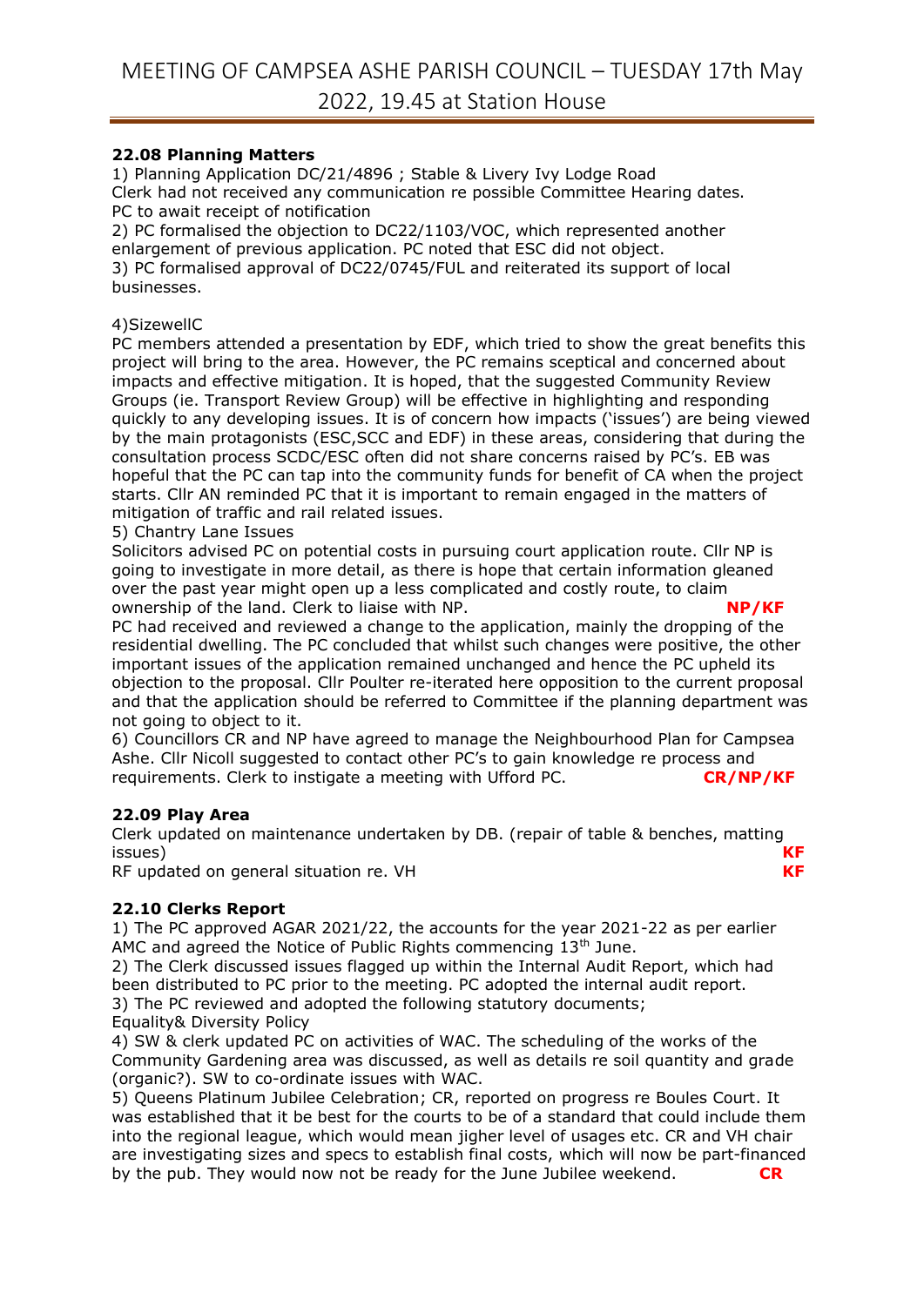**22.08 Planning Matters**

1) Planning Application DC/21/4896 ; Stable & Livery Ivy Lodge Road
Clerk had not received any communication re possible Committee Hearing dates.
PC to await receipt of notification

2) PC formalised the objection to DC22/1103/VOC, which represented another enlargement of previous application. PC noted that ESC did not object.

3) PC formalised approval of DC22/0745/FUL and reiterated its support of local businesses.

4)SizewellC
PC members attended a presentation by EDF, which tried to show the great benefits this project will bring to the area. However, the PC remains sceptical and concerned about impacts and effective mitigation. It is hoped, that the suggested Community Review Groups (ie. Transport Review Group) will be effective in highlighting and responding quickly to any developing issues. It is of concern how impacts ('issues') are being viewed by the main protagonists (ESC,SCC and EDF) in these areas, considering that during the consultation process SCDC/ESC often did not share concerns raised by PC's. EB was hopeful that the PC can tap into the community funds for benefit of CA when the project starts. Cllr AN reminded PC that it is important to remain engaged in the matters of mitigation of traffic and rail related issues.

5) Chantry Lane Issues
Solicitors advised PC on potential costs in pursuing court application route. Cllr NP is going to investigate in more detail, as there is hope that certain information gleaned over the past year might open up a less complicated and costly route, to claim ownership of the land. Clerk to liaise with NP. **NP/KF**
PC had received and reviewed a change to the application, mainly the dropping of the residential dwelling. The PC concluded that whilst such changes were positive, the other important issues of the application remained unchanged and hence the PC upheld its objection to the proposal. Cllr Poulter re-iterated here opposition to the current proposal and that the application should be referred to Committee if the planning department was not going to object to it.

6) Councillors CR and NP have agreed to manage the Neighbourhood Plan for Campsea Ashe. Cllr Nicoll suggested to contact other PC's to gain knowledge re process and requirements. Clerk to instigate a meeting with Ufford PC. **CR/NP/KF**

**22.09 Play Area**

Clerk updated on maintenance undertaken by DB. (repair of table & benches, matting issues) **KF**
RF updated on general situation re. VH **KF**

**22.10 Clerks Report**

1) The PC approved AGAR 2021/22, the accounts for the year 2021-22 as per earlier AMC and agreed the Notice of Public Rights commencing 13th June.

2) The Clerk discussed issues flagged up within the Internal Audit Report, which had been distributed to PC prior to the meeting. PC adopted the internal audit report.

3) The PC reviewed and adopted the following statutory documents;
Equality& Diversity Policy

4) SW & clerk updated PC on activities of WAC. The scheduling of the works of the Community Gardening area was discussed, as well as details re soil quantity and grade (organic?). SW to co-ordinate issues with WAC.

5) Queens Platinum Jubilee Celebration; CR, reported on progress re Boules Court. It was established that it be best for the courts to be of a standard that could include them into the regional league, which would mean jigher level of usages etc. CR and VH chair are investigating sizes and specs to establish final costs, which will now be part-financed by the pub. They would now not be ready for the June Jubilee weekend. **CR**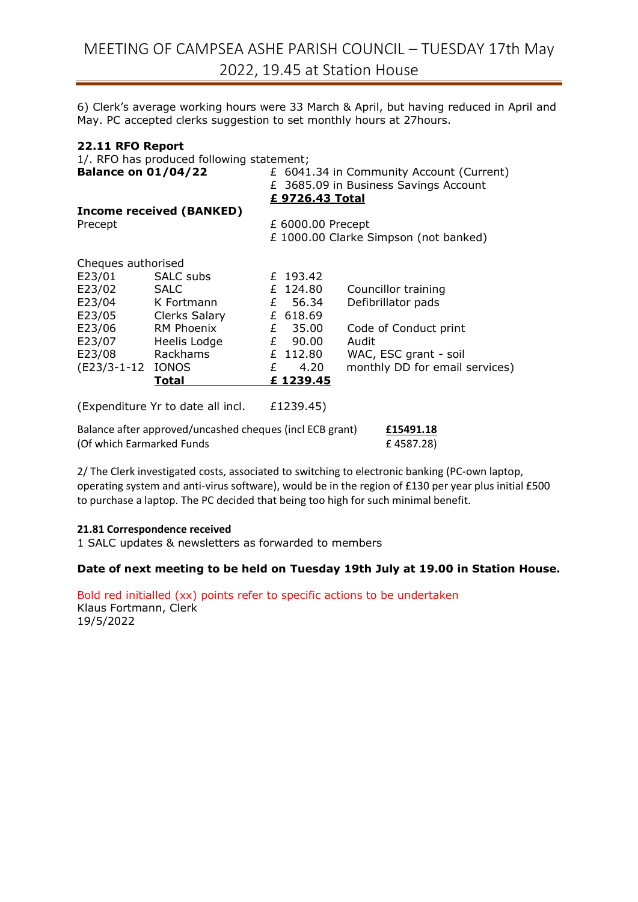6) Clerk's average working hours were 33 March & April, but having reduced in April and May. PC accepted clerks suggestion to set monthly hours at 27hours.

**22.11 RFO Report**

1/. RFO has produced following statement;

| | |
|---|---|
| **Balance on 01/04/22** | £ 6041.34 in Community Account (Current) |
| | £ 3685.09 in Business Savings Account |
| | **£ 9726.43 Total** |
| **Income received (BANKED)** | |
| Precept | £ 6000.00 Precept |
| | £ 1000.00 Clarke Simpson (not banked) |

Cheques authorised

| | | | |
|---|---|---|---|
| E23/01 | SALC subs | £ 193.42 | |
| E23/02 | SALC | £ 124.80 | Councillor training |
| E23/04 | K Fortmann | £ 56.34 | Defibrillator pads |
| E23/05 | Clerks Salary | £ 618.69 | |
| E23/06 | RM Phoenix | £ 35.00 | Code of Conduct print |
| E23/07 | Heelis Lodge | £ 90.00 | Audit |
| E23/08 | Rackhams | £ 112.80 | WAC, ESC grant - soil |
| (E23/3-1-12 | IONOS | £ 4.20 | monthly DD for email services) |
| | **Total** | **£ 1239.45** | |

(Expenditure Yr to date all incl. £1239.45)

| | |
|---|---|
| Balance after approved/uncashed cheques (incl ECB grant) | **£15491.18** |
| (Of which Earmarked Funds | £ 4587.28) |

2/ The Clerk investigated costs, associated to switching to electronic banking (PC-own laptop, operating system and anti-virus software), would be in the region of £130 per year plus initial £500 to purchase a laptop. The PC decided that being too high for such minimal benefit.

**21.81 Correspondence received**

1 SALC updates & newsletters as forwarded to members

**Date of next meeting to be held on Tuesday 19th July at 19.00 in Station House.**

Bold red initialled (xx) points refer to specific actions to be undertaken

Klaus Fortmann, Clerk

19/5/2022